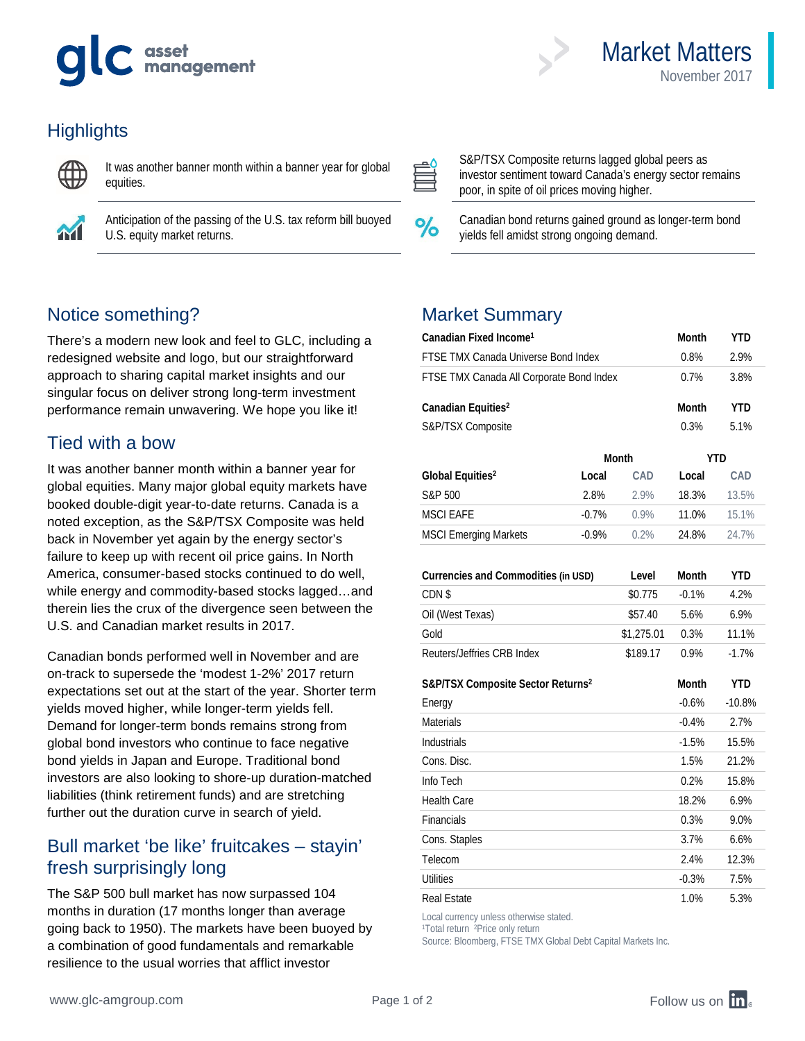glc asset management

# Market Matters

November 2017

## Highlights

- It was another banner month within a banner year for global equities.
- Anticipation of the passing of the U.S. tax reform bill buoyed U.S. equity market returns.
- S&P/TSX Composite returns lagged global peers as investor sentiment toward Canada's energy sector remains poor, in spite of oil prices moving higher.
- Canadian bond returns gained ground as longer-term bond yields fell amidst strong ongoing demand.

## Notice something?

There's a modern new look and feel to GLC, including a redesigned website and logo, but our straightforward approach to sharing capital market insights and our singular focus on deliver strong long-term investment performance remain unwavering. We hope you like it!

## Tied with a bow

It was another banner month within a banner year for global equities. Many major global equity markets have booked double-digit year-to-date returns. Canada is a noted exception, as the S&P/TSX Composite was held back in November yet again by the energy sector's failure to keep up with recent oil price gains. In North America, consumer-based stocks continued to do well, while energy and commodity-based stocks lagged…and therein lies the crux of the divergence seen between the U.S. and Canadian market results in 2017.

Canadian bonds performed well in November and are on-track to supersede the 'modest 1-2%' 2017 return expectations set out at the start of the year. Shorter term yields moved higher, while longer-term yields fell. Demand for longer-term bonds remains strong from global bond investors who continue to face negative bond yields in Japan and Europe. Traditional bond investors are also looking to shore-up duration-matched liabilities (think retirement funds) and are stretching further out the duration curve in search of yield.

## Bull market 'be like' fruitcakes – stayin' fresh surprisingly long

The S&P 500 bull market has now surpassed 104 months in duration (17 months longer than average going back to 1950). The markets have been buoyed by a combination of good fundamentals and remarkable resilience to the usual worries that afflict investor

## Market Summary

| Canadian Fixed Income[1] | Month | YTD |
|---|---|---|
| FTSE TMX Canada Universe Bond Index | 0.8% | 2.9% |
| FTSE TMX Canada All Corporate Bond Index | 0.7% | 3.8% |

| Canadian Equities[2] | Month | YTD |
|---|---|---|
| S&P/TSX Composite | 0.3% | 5.1% |

| | Month | | YTD | |
|---|---|---|---|---|
| **Global Equities[2]** | **Local** | **CAD** | **Local** | **CAD** |
| S&P 500 | 2.8% | 2.9% | 18.3% | 13.5% |
| MSCI EAFE | -0.7% | 0.9% | 11.0% | 15.1% |
| MSCI Emerging Markets | -0.9% | 0.2% | 24.8% | 24.7% |

| Currencies and Commodities (in USD) | Level | Month | YTD |
|---|---|---|---|
| CDN $ | $0.775 | -0.1% | 4.2% |
| Oil (West Texas) | $57.40 | 5.6% | 6.9% |
| Gold | $1,275.01 | 0.3% | 11.1% |
| Reuters/Jeffries CRB Index | $189.17 | 0.9% | -1.7% |

| S&P/TSX Composite Sector Returns[2] | Month | YTD |
|---|---|---|
| Energy | -0.6% | -10.8% |
| Materials | -0.4% | 2.7% |
| Industrials | -1.5% | 15.5% |
| Cons. Disc. | 1.5% | 21.2% |
| Info Tech | 0.2% | 15.8% |
| Health Care | 18.2% | 6.9% |
| Financials | 0.3% | 9.0% |
| Cons. Staples | 3.7% | 6.6% |
| Telecom | 2.4% | 12.3% |
| Utilities | -0.3% | 7.5% |
| Real Estate | 1.0% | 5.3% |

Local currency unless otherwise stated.
[1]Total return [2]Price only return
Source: Bloomberg, FTSE TMX Global Debt Capital Markets Inc.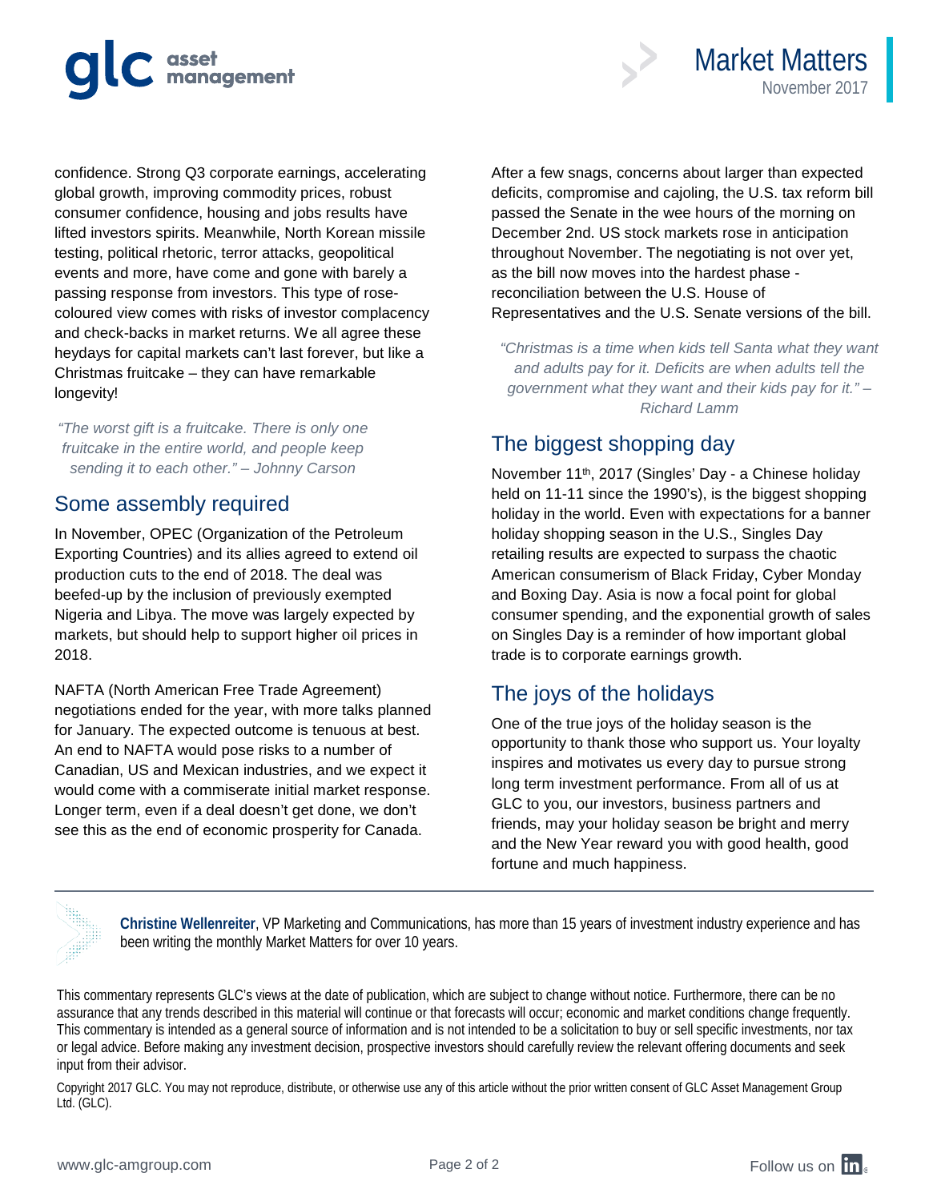confidence. Strong Q3 corporate earnings, accelerating global growth, improving commodity prices, robust consumer confidence, housing and jobs results have lifted investors spirits. Meanwhile, North Korean missile testing, political rhetoric, terror attacks, geopolitical events and more, have come and gone with barely a passing response from investors. This type of rose-coloured view comes with risks of investor complacency and check-backs in market returns. We all agree these heydays for capital markets can't last forever, but like a Christmas fruitcake – they can have remarkable longevity!

*"The worst gift is a fruitcake. There is only one fruitcake in the entire world, and people keep sending it to each other." – Johnny Carson*

## Some assembly required

In November, OPEC (Organization of the Petroleum Exporting Countries) and its allies agreed to extend oil production cuts to the end of 2018. The deal was beefed-up by the inclusion of previously exempted Nigeria and Libya. The move was largely expected by markets, but should help to support higher oil prices in 2018.

NAFTA (North American Free Trade Agreement) negotiations ended for the year, with more talks planned for January. The expected outcome is tenuous at best. An end to NAFTA would pose risks to a number of Canadian, US and Mexican industries, and we expect it would come with a commiserate initial market response. Longer term, even if a deal doesn't get done, we don't see this as the end of economic prosperity for Canada.

After a few snags, concerns about larger than expected deficits, compromise and cajoling, the U.S. tax reform bill passed the Senate in the wee hours of the morning on December 2nd. US stock markets rose in anticipation throughout November. The negotiating is not over yet, as the bill now moves into the hardest phase - reconciliation between the U.S. House of Representatives and the U.S. Senate versions of the bill.

*"Christmas is a time when kids tell Santa what they want and adults pay for it. Deficits are when adults tell the government what they want and their kids pay for it." – Richard Lamm*

## The biggest shopping day

November 11th, 2017 (Singles' Day - a Chinese holiday held on 11-11 since the 1990's), is the biggest shopping holiday in the world. Even with expectations for a banner holiday shopping season in the U.S., Singles Day retailing results are expected to surpass the chaotic American consumerism of Black Friday, Cyber Monday and Boxing Day. Asia is now a focal point for global consumer spending, and the exponential growth of sales on Singles Day is a reminder of how important global trade is to corporate earnings growth.

## The joys of the holidays

One of the true joys of the holiday season is the opportunity to thank those who support us. Your loyalty inspires and motivates us every day to pursue strong long term investment performance. From all of us at GLC to you, our investors, business partners and friends, may your holiday season be bright and merry and the New Year reward you with good health, good fortune and much happiness.

---

**Christine Wellenreiter**, VP Marketing and Communications, has more than 15 years of investment industry experience and has been writing the monthly Market Matters for over 10 years.

This commentary represents GLC's views at the date of publication, which are subject to change without notice. Furthermore, there can be no assurance that any trends described in this material will continue or that forecasts will occur; economic and market conditions change frequently. This commentary is intended as a general source of information and is not intended to be a solicitation to buy or sell specific investments, nor tax or legal advice. Before making any investment decision, prospective investors should carefully review the relevant offering documents and seek input from their advisor.

Copyright 2017 GLC. You may not reproduce, distribute, or otherwise use any of this article without the prior written consent of GLC Asset Management Group Ltd. (GLC).